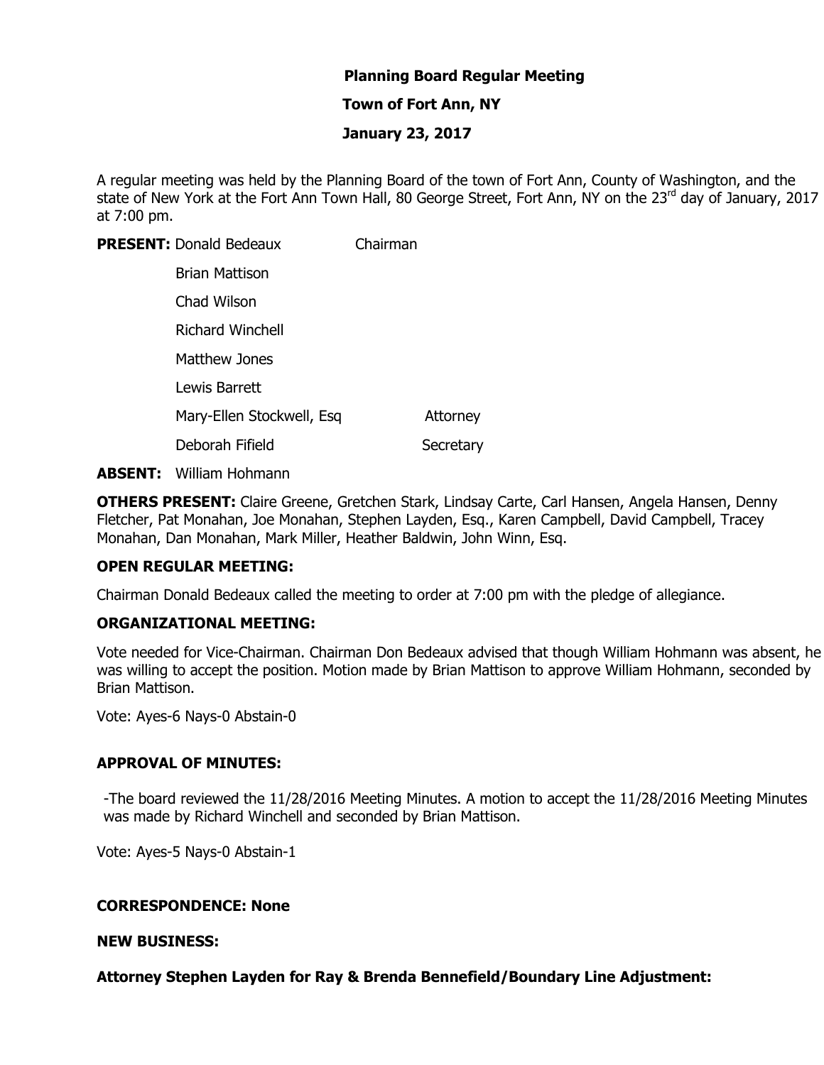# Planning Board Regular Meeting

## Town of Fort Ann, NY

## January 23, 2017

A regular meeting was held by the Planning Board of the town of Fort Ann, County of Washington, and the state of New York at the Fort Ann Town Hall, 80 George Street, Fort Ann, NY on the 23rd day of January, 2017 at 7:00 pm.

**PRESENT:** Donald Bedeaux — Chairman

Brian Mattison

Chad Wilson

Richard Winchell

Matthew Jones

Lewis Barrett

Mary-Ellen Stockwell, Esq — Attorney

Deborah Fifield — Secretary

**ABSENT:** William Hohmann

**OTHERS PRESENT:** Claire Greene, Gretchen Stark, Lindsay Carte, Carl Hansen, Angela Hansen, Denny Fletcher, Pat Monahan, Joe Monahan, Stephen Layden, Esq., Karen Campbell, David Campbell, Tracey Monahan, Dan Monahan, Mark Miller, Heather Baldwin, John Winn, Esq.

**OPEN REGULAR MEETING:**

Chairman Donald Bedeaux called the meeting to order at 7:00 pm with the pledge of allegiance.

**ORGANIZATIONAL MEETING:**

Vote needed for Vice-Chairman. Chairman Don Bedeaux advised that though William Hohmann was absent, he was willing to accept the position. Motion made by Brian Mattison to approve William Hohmann, seconded by Brian Mattison.

Vote: Ayes-6 Nays-0 Abstain-0

**APPROVAL OF MINUTES:**

-The board reviewed the 11/28/2016 Meeting Minutes. A motion to accept the 11/28/2016 Meeting Minutes was made by Richard Winchell and seconded by Brian Mattison.

Vote: Ayes-5 Nays-0 Abstain-1

**CORRESPONDENCE: None**

**NEW BUSINESS:**

**Attorney Stephen Layden for Ray & Brenda Bennefield/Boundary Line Adjustment:**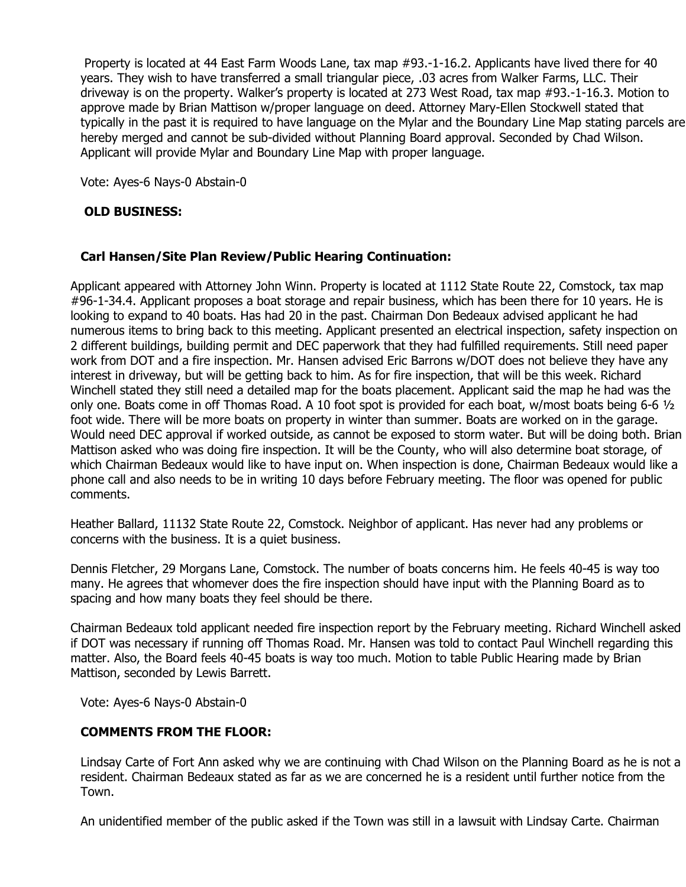Property is located at 44 East Farm Woods Lane, tax map #93.-1-16.2. Applicants have lived there for 40 years. They wish to have transferred a small triangular piece, .03 acres from Walker Farms, LLC. Their driveway is on the property. Walker's property is located at 273 West Road, tax map #93.-1-16.3. Motion to approve made by Brian Mattison w/proper language on deed. Attorney Mary-Ellen Stockwell stated that typically in the past it is required to have language on the Mylar and the Boundary Line Map stating parcels are hereby merged and cannot be sub-divided without Planning Board approval. Seconded by Chad Wilson. Applicant will provide Mylar and Boundary Line Map with proper language.

Vote: Ayes-6 Nays-0 Abstain-0

**OLD BUSINESS:**

**Carl Hansen/Site Plan Review/Public Hearing Continuation:**

Applicant appeared with Attorney John Winn. Property is located at 1112 State Route 22, Comstock, tax map #96-1-34.4. Applicant proposes a boat storage and repair business, which has been there for 10 years. He is looking to expand to 40 boats. Has had 20 in the past. Chairman Don Bedeaux advised applicant he had numerous items to bring back to this meeting. Applicant presented an electrical inspection, safety inspection on 2 different buildings, building permit and DEC paperwork that they had fulfilled requirements. Still need paper work from DOT and a fire inspection. Mr. Hansen advised Eric Barrons w/DOT does not believe they have any interest in driveway, but will be getting back to him. As for fire inspection, that will be this week. Richard Winchell stated they still need a detailed map for the boats placement. Applicant said the map he had was the only one. Boats come in off Thomas Road. A 10 foot spot is provided for each boat, w/most boats being 6-6 ½ foot wide. There will be more boats on property in winter than summer. Boats are worked on in the garage. Would need DEC approval if worked outside, as cannot be exposed to storm water. But will be doing both. Brian Mattison asked who was doing fire inspection. It will be the County, who will also determine boat storage, of which Chairman Bedeaux would like to have input on. When inspection is done, Chairman Bedeaux would like a phone call and also needs to be in writing 10 days before February meeting. The floor was opened for public comments.

Heather Ballard, 11132 State Route 22, Comstock. Neighbor of applicant. Has never had any problems or concerns with the business. It is a quiet business.

Dennis Fletcher, 29 Morgans Lane, Comstock. The number of boats concerns him. He feels 40-45 is way too many. He agrees that whomever does the fire inspection should have input with the Planning Board as to spacing and how many boats they feel should be there.

Chairman Bedeaux told applicant needed fire inspection report by the February meeting. Richard Winchell asked if DOT was necessary if running off Thomas Road. Mr. Hansen was told to contact Paul Winchell regarding this matter. Also, the Board feels 40-45 boats is way too much. Motion to table Public Hearing made by Brian Mattison, seconded by Lewis Barrett.

Vote: Ayes-6 Nays-0 Abstain-0

**COMMENTS FROM THE FLOOR:**

Lindsay Carte of Fort Ann asked why we are continuing with Chad Wilson on the Planning Board as he is not a resident. Chairman Bedeaux stated as far as we are concerned he is a resident until further notice from the Town.

An unidentified member of the public asked if the Town was still in a lawsuit with Lindsay Carte. Chairman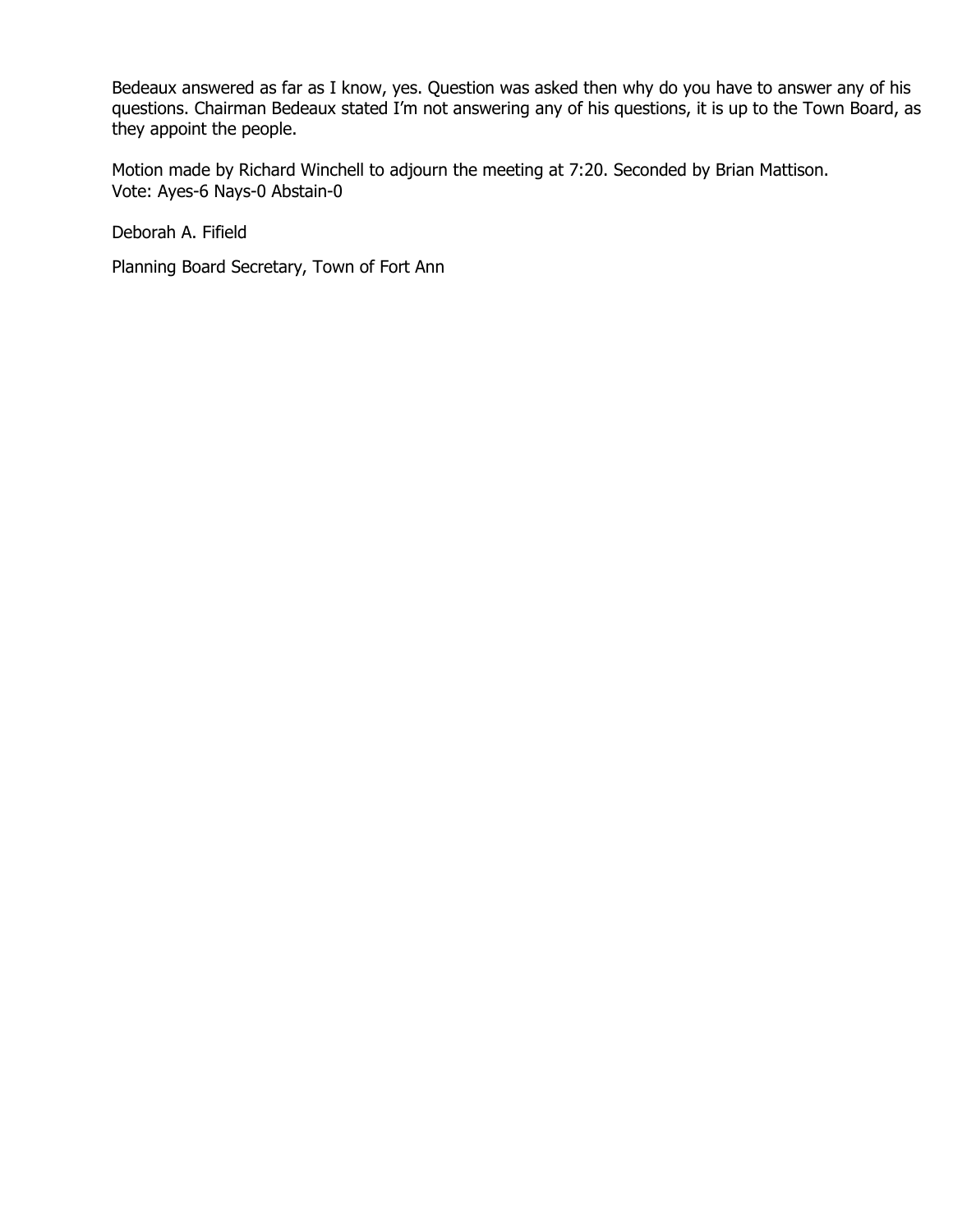Bedeaux answered as far as I know, yes. Question was asked then why do you have to answer any of his questions. Chairman Bedeaux stated I'm not answering any of his questions, it is up to the Town Board, as they appoint the people.

Motion made by Richard Winchell to adjourn the meeting at 7:20. Seconded by Brian Mattison.
Vote: Ayes-6 Nays-0 Abstain-0

Deborah A. Fifield

Planning Board Secretary, Town of Fort Ann